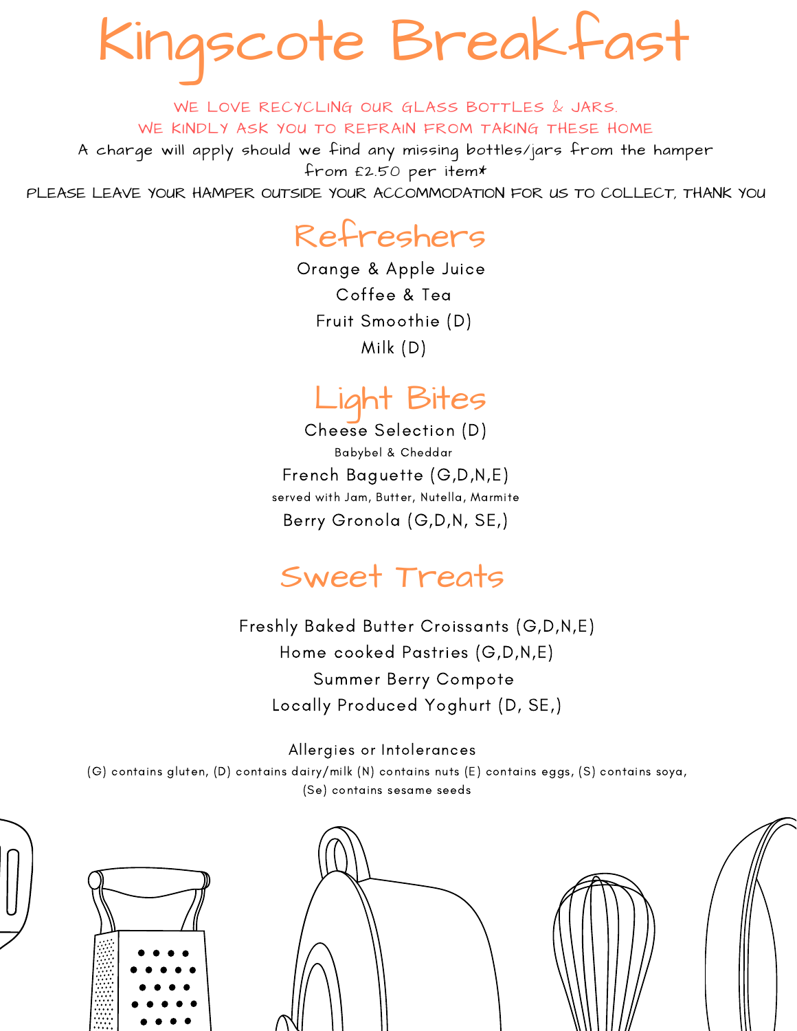# Kingscote Breakfast

WE LOVE RECYCLING OUR GLASS BOTTLES & JARS.
WE KINDLY ASK YOU TO REFRAIN FROM TAKING THESE HOME

A charge will apply should we find any missing bottles/jars from the hamper from £2.50 per item*

PLEASE LEAVE YOUR HAMPER OUTSIDE YOUR ACCOMMODATION FOR US TO COLLECT, THANK YOU

## Refreshers

Orange & Apple Juice

Coffee & Tea

Fruit Smoothie (D)

Milk (D)

## Light Bites

Cheese Selection (D)
Babybel & Cheddar

French Baguette (G,D,N,E)
served with Jam, Butter, Nutella, Marmite

Berry Gronola (G,D,N, SE,)

## Sweet Treats

Freshly Baked Butter Croissants (G,D,N,E)

Home cooked Pastries (G,D,N,E)

Summer Berry Compote

Locally Produced Yoghurt (D, SE,)

Allergies or Intolerances

(G) contains gluten, (D) contains dairy/milk (N) contains nuts (E) contains eggs, (S) contains soya, (Se) contains sesame seeds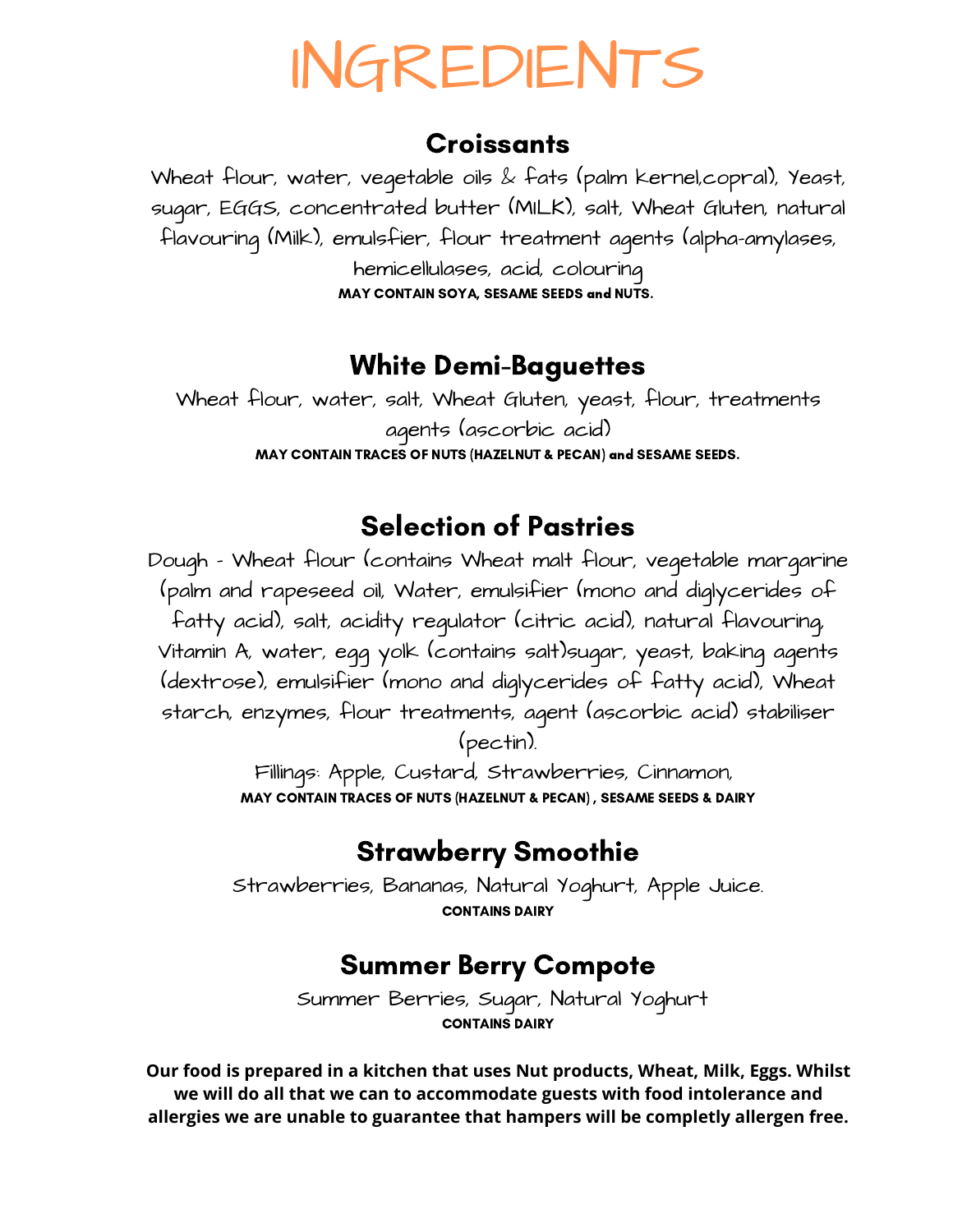# INGREDIENTS

## Croissants

Wheat flour, water, vegetable oils & fats (palm kernel,copral), Yeast, sugar, EGGS, concentrated butter (MILK), salt, Wheat Gluten, natural flavouring (Milk), emulsfier, flour treatment agents (alpha-amylases, hemicellulases, acid, colouring

**MAY CONTAIN SOYA, SESAME SEEDS and NUTS.**

## White Demi-Baguettes

Wheat flour, water, salt, Wheat Gluten, yeast, flour, treatments agents (ascorbic acid)

**MAY CONTAIN TRACES OF NUTS (HAZELNUT & PECAN) and SESAME SEEDS.**

## Selection of Pastries

Dough - Wheat flour (contains Wheat malt flour, vegetable margarine (palm and rapeseed oil, Water, emulsifier (mono and diglycerides of fatty acid), salt, acidity regulator (citric acid), natural flavouring, Vitamin A, water, egg yolk (contains salt)sugar, yeast, baking agents (dextrose), emulsifier (mono and diglycerides of fatty acid), Wheat starch, enzymes, flour treatments, agent (ascorbic acid) stabiliser (pectin).

Fillings: Apple, Custard, Strawberries, Cinnamon,

**MAY CONTAIN TRACES OF NUTS (HAZELNUT & PECAN) , SESAME SEEDS & DAIRY**

## Strawberry Smoothie

Strawberries, Bananas, Natural Yoghurt, Apple Juice.

**CONTAINS DAIRY**

## Summer Berry Compote

Summer Berries, Sugar, Natural Yoghurt

**CONTAINS DAIRY**

**Our food is prepared in a kitchen that uses Nut products, Wheat, Milk, Eggs. Whilst we will do all that we can to accommodate guests with food intolerance and allergies we are unable to guarantee that hampers will be completly allergen free.**